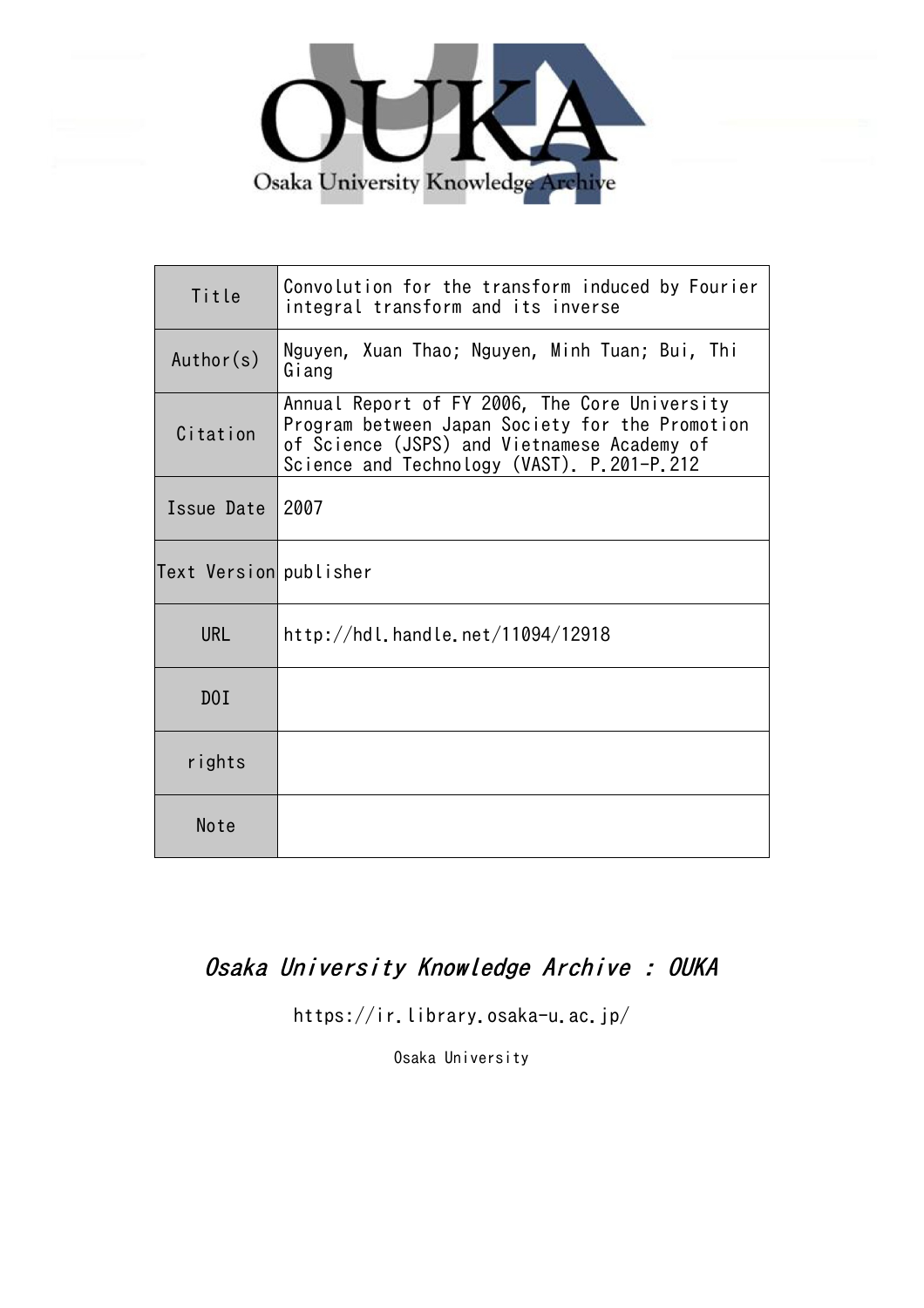Osaka University Knowledge Archive

| Title | Convolution for the transform induced by Fourier integral transform and its inverse |
|---|---|
| Author(s) | Nguyen, Xuan Thao; Nguyen, Minh Tuan; Bui, Thi Giang |
| Citation | Annual Report of FY 2006, The Core University Program between Japan Society for the Promotion of Science (JSPS) and Vietnamese Academy of Science and Technology (VAST). P.201-P.212 |
| Issue Date | 2007 |
| Text Version | publisher |
| URL | http://hdl.handle.net/11094/12918 |
| DOI | |
| rights | |
| Note | |

*Osaka University Knowledge Archive : OUKA*

https://ir.library.osaka-u.ac.jp/

Osaka University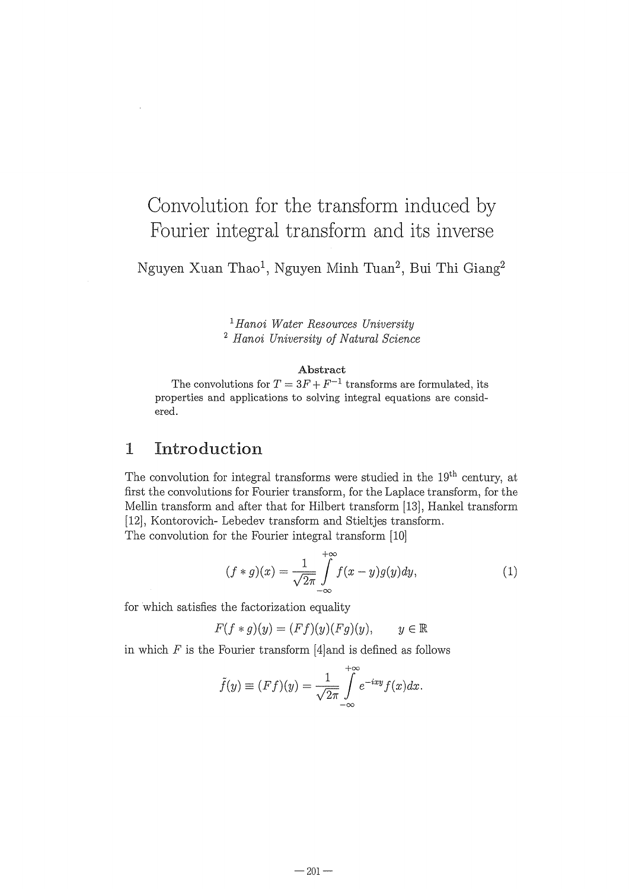# Convolution for the transform induced by Fourier integral transform and its inverse

Nguyen Xuan Thao[1], Nguyen Minh Tuan[2], Bui Thi Giang[2]

[1] *Hanoi Water Resources University*
[2] *Hanoi University of Natural Science*

**Abstract**

The convolutions for $T = 3F + F^{-1}$ transforms are formulated, its properties and applications to solving integral equations are considered.

## 1 Introduction

The convolution for integral transforms were studied in the 19[th] century, at first the convolutions for Fourier transform, for the Laplace transform, for the Mellin transform and after that for Hilbert transform [13], Hankel transform [12], Kontorovich- Lebedev transform and Stieltjes transform.
The convolution for the Fourier integral transform [10]

$$(f * g)(x) = \frac{1}{\sqrt{2\pi}} \int_{-\infty}^{+\infty} f(x-y)g(y)dy, \tag{1}$$

for which satisfies the factorization equality

$$F(f * g)(y) = (Ff)(y)(Fg)(y), \qquad y \in \mathbb{R}$$

in which $F$ is the Fourier transform [4]and is defined as follows

$$\tilde{f}(y) \equiv (Ff)(y) = \frac{1}{\sqrt{2\pi}} \int_{-\infty}^{+\infty} e^{-ixy} f(x)dx.$$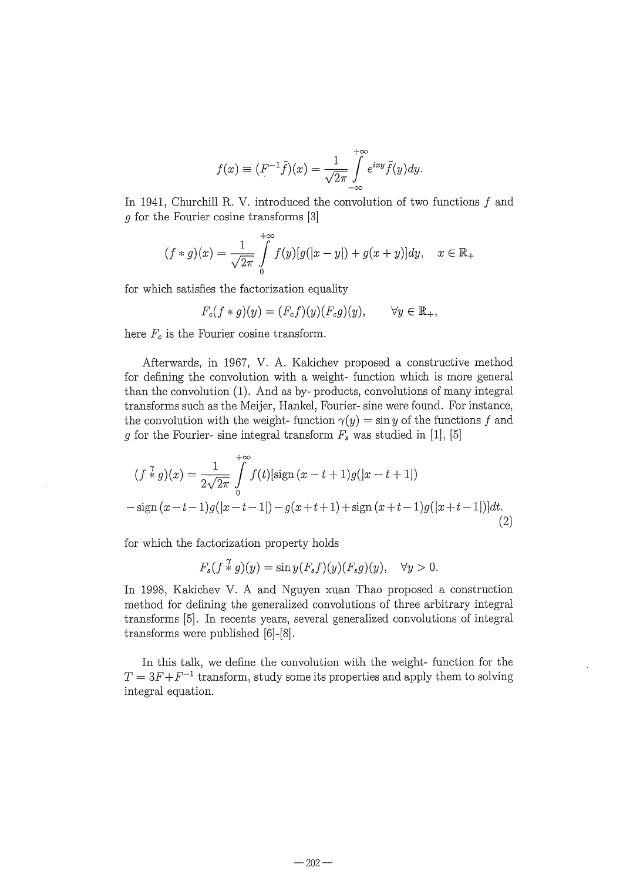$$f(x) \equiv (F^{-1}\tilde{f})(x) = \frac{1}{\sqrt{2\pi}} \int_{-\infty}^{+\infty} e^{ixy}\tilde{f}(y)dy.$$

In 1941, Churchill R. V. introduced the convolution of two functions $f$ and $g$ for the Fourier cosine transforms [3]

$$(f * g)(x) = \frac{1}{\sqrt{2\pi}} \int_{0}^{+\infty} f(y)[g(|x-y|) + g(x+y)]dy, \quad x \in \mathbb{R}_+$$

for which satisfies the factorization equality

$$F_c(f * g)(y) = (F_c f)(y)(F_c g)(y), \qquad \forall y \in \mathbb{R}_+,$$

here $F_c$ is the Fourier cosine transform.

Afterwards, in 1967, V. A. Kakichev proposed a constructive method for defining the convolution with a weight- function which is more general than the convolution (1). And as by- products, convolutions of many integral transforms such as the Meijer, Hankel, Fourier- sine were found. For instance, the convolution with the weight- function $\gamma(y) = \sin y$ of the functions $f$ and $g$ for the Fourier- sine integral transform $F_s$ was studied in [1], [5]

$$(f \overset{\gamma}{*} g)(x) = \frac{1}{2\sqrt{2\pi}} \int_{0}^{+\infty} f(t)[\text{sign}\,(x-t+1)g(|x-t+1|)$$
$$-\,\text{sign}\,(x-t-1)g(|x-t-1|) - g(x+t+1) + \text{sign}\,(x+t-1)g(|x+t-1|)]dt. \tag{2}$$

for which the factorization property holds

$$F_s(f \overset{\gamma}{*} g)(y) = \sin y (F_s f)(y)(F_s g)(y), \quad \forall y > 0.$$

In 1998, Kakichev V. A and Nguyen xuan Thao proposed a construction method for defining the generalized convolutions of three arbitrary integral transforms [5]. In recents years, several generalized convolutions of integral transforms were published [6]-[8].

In this talk, we define the convolution with the weight- function for the $T = 3F + F^{-1}$ transform, study some its properties and apply them to solving integral equation.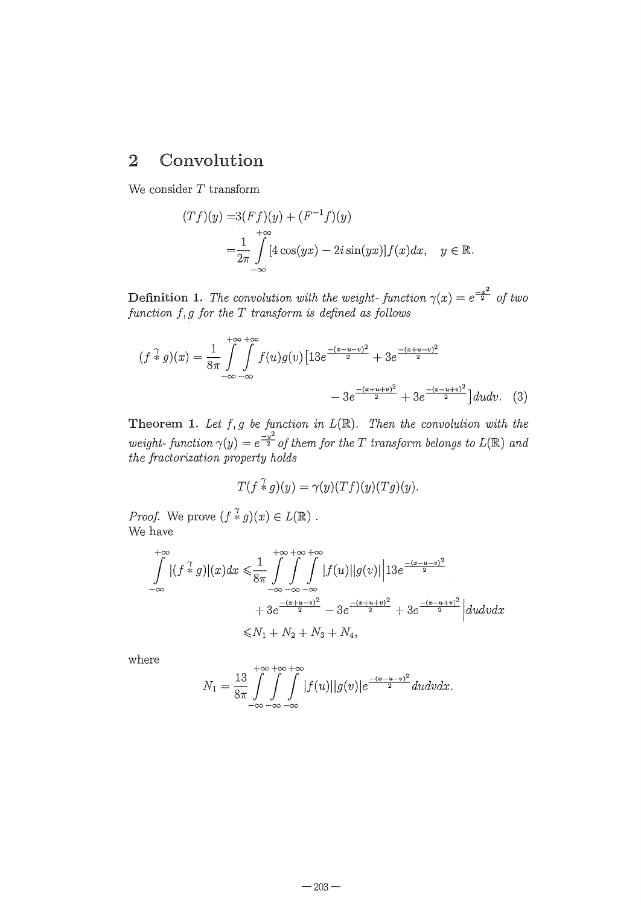## 2 Convolution

We consider $T$ transform

$$
\begin{aligned}
(Tf)(y) =& 3(Ff)(y) + (F^{-1}f)(y) \\
=& \frac{1}{2\pi} \int_{-\infty}^{+\infty} [4\cos(yx) - 2i\sin(yx)] f(x) dx, \quad y \in \mathbb{R}.
\end{aligned}
$$

**Definition 1.** *The convolution with the weight- function $\gamma(x) = e^{\frac{-x^2}{2}}$ of two function $f, g$ for the $T$ transform is defined as follows*

$$
\begin{aligned}
(f \overset{\gamma}{*} g)(x) = \frac{1}{8\pi} \int_{-\infty}^{+\infty} \int_{-\infty}^{+\infty} f(u) g(v) \big[ 13 e^{\frac{-(x-u-v)^2}{2}} + 3 e^{\frac{-(x+u-v)^2}{2}} \\
- 3 e^{\frac{-(x+u+v)^2}{2}} + 3 e^{\frac{-(x-u+v)^2}{2}} \big] du dv. \quad (3)
\end{aligned}
$$

**Theorem 1.** *Let $f, g$ be function in $L(\mathbb{R})$. Then the convolution with the weight- function $\gamma(y) = e^{\frac{-y^2}{2}}$ of them for the $T$ transform belongs to $L(\mathbb{R})$ and the fractorization property holds*

$$
T(f \overset{\gamma}{*} g)(y) = \gamma(y)(Tf)(y)(Tg)(y).
$$

*Proof.* We prove $(f \overset{\gamma}{*} g)(x) \in L(\mathbb{R})$ .
We have

$$
\begin{aligned}
\int_{-\infty}^{+\infty} |(f \overset{\gamma}{*} g)|(x) dx \leqslant & \frac{1}{8\pi} \int_{-\infty}^{+\infty} \int_{-\infty}^{+\infty} \int_{-\infty}^{+\infty} |f(u)||g(v)| \Big| 13 e^{\frac{-(x-u-v)^2}{2}} \\
& + 3 e^{\frac{-(x+u-v)^2}{2}} - 3 e^{\frac{-(x+u+v)^2}{2}} + 3 e^{\frac{-(x-u+v)^2}{2}} \Big| du dv dx \\
\leqslant & N_1 + N_2 + N_3 + N_4,
\end{aligned}
$$

where

$$
N_1 = \frac{13}{8\pi} \int_{-\infty}^{+\infty} \int_{-\infty}^{+\infty} \int_{-\infty}^{+\infty} |f(u)||g(v)| e^{\frac{-(x-u-v)^2}{2}} du dv dx.
$$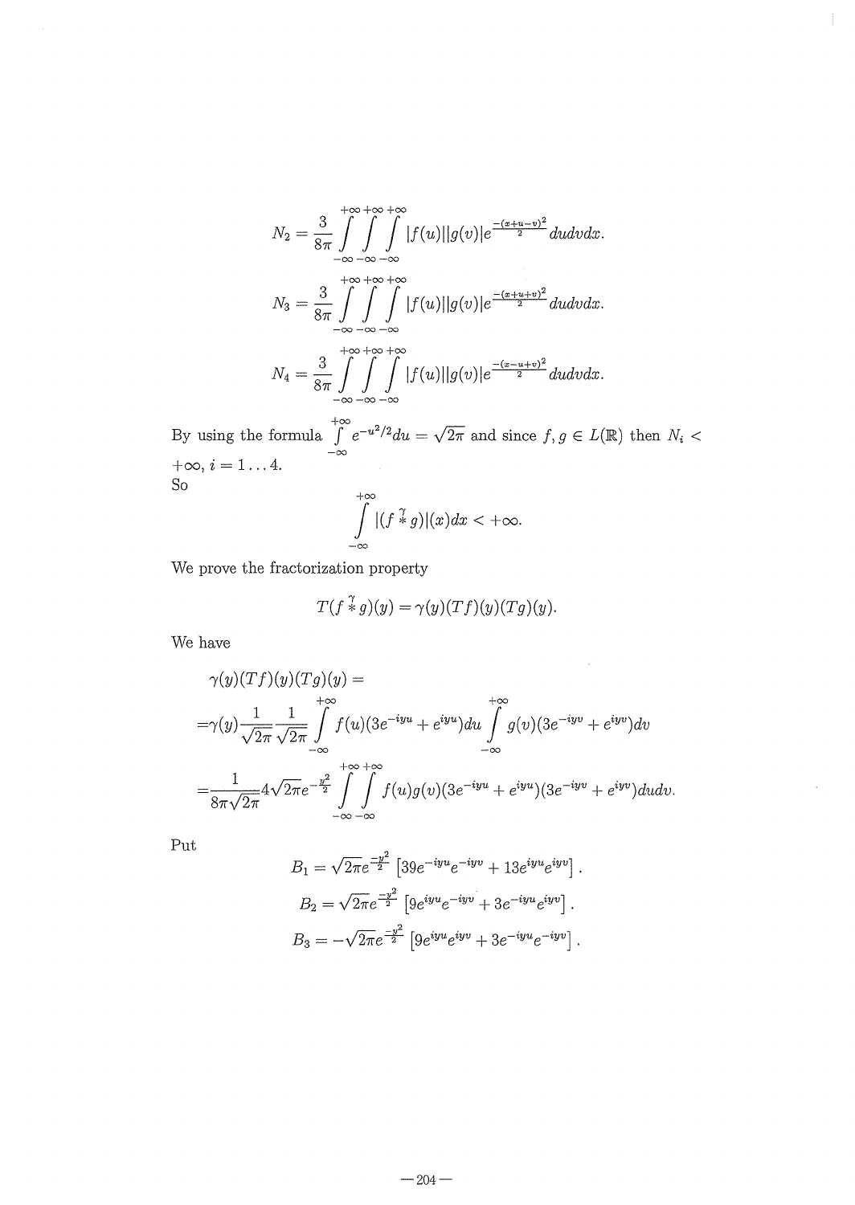$$N_2 = \frac{3}{8\pi} \int_{-\infty}^{+\infty}\int_{-\infty}^{+\infty}\int_{-\infty}^{+\infty} |f(u)||g(v)|e^{\frac{-(x+u-v)^2}{2}} dudvdx.$$

$$N_3 = \frac{3}{8\pi} \int_{-\infty}^{+\infty}\int_{-\infty}^{+\infty}\int_{-\infty}^{+\infty} |f(u)||g(v)|e^{\frac{-(x+u+v)^2}{2}} dudvdx.$$

$$N_4 = \frac{3}{8\pi} \int_{-\infty}^{+\infty}\int_{-\infty}^{+\infty}\int_{-\infty}^{+\infty} |f(u)||g(v)|e^{\frac{-(x-u+v)^2}{2}} dudvdx.$$

By using the formula $\int_{-\infty}^{+\infty} e^{-u^2/2}du = \sqrt{2\pi}$ and since $f, g \in L(\mathbb{R})$ then $N_i < +\infty, i = 1 \dots 4$.
So

$$\int_{-\infty}^{+\infty} |(f \overset{\gamma}{*} g)|(x)dx < +\infty.$$

We prove the fractorization property

$$T(f \overset{\gamma}{*} g)(y) = \gamma(y)(Tf)(y)(Tg)(y).$$

We have

$$\begin{aligned}
&\gamma(y)(Tf)(y)(Tg)(y) = \\
&=\gamma(y)\frac{1}{\sqrt{2\pi}}\frac{1}{\sqrt{2\pi}} \int_{-\infty}^{+\infty} f(u)(3e^{-iyu} + e^{iyu})du \int_{-\infty}^{+\infty} g(v)(3e^{-iyv} + e^{iyv})dv \\
&=\frac{1}{8\pi\sqrt{2\pi}} 4\sqrt{2\pi}e^{-\frac{y^2}{2}} \int_{-\infty}^{+\infty}\int_{-\infty}^{+\infty} f(u)g(v)(3e^{-iyu} + e^{iyu})(3e^{-iyv} + e^{iyv})dudv.
\end{aligned}$$

Put

$$B_1 = \sqrt{2\pi}e^{\frac{-y^2}{2}}\left[39e^{-iyu}e^{-iyv} + 13e^{iyu}e^{iyv}\right].$$

$$B_2 = \sqrt{2\pi}e^{\frac{-y^2}{2}}\left[9e^{iyu}e^{-iyv} + 3e^{-iyu}e^{iyv}\right].$$

$$B_3 = -\sqrt{2\pi}e^{\frac{-y^2}{2}}\left[9e^{iyu}e^{iyv} + 3e^{-iyu}e^{-iyv}\right].$$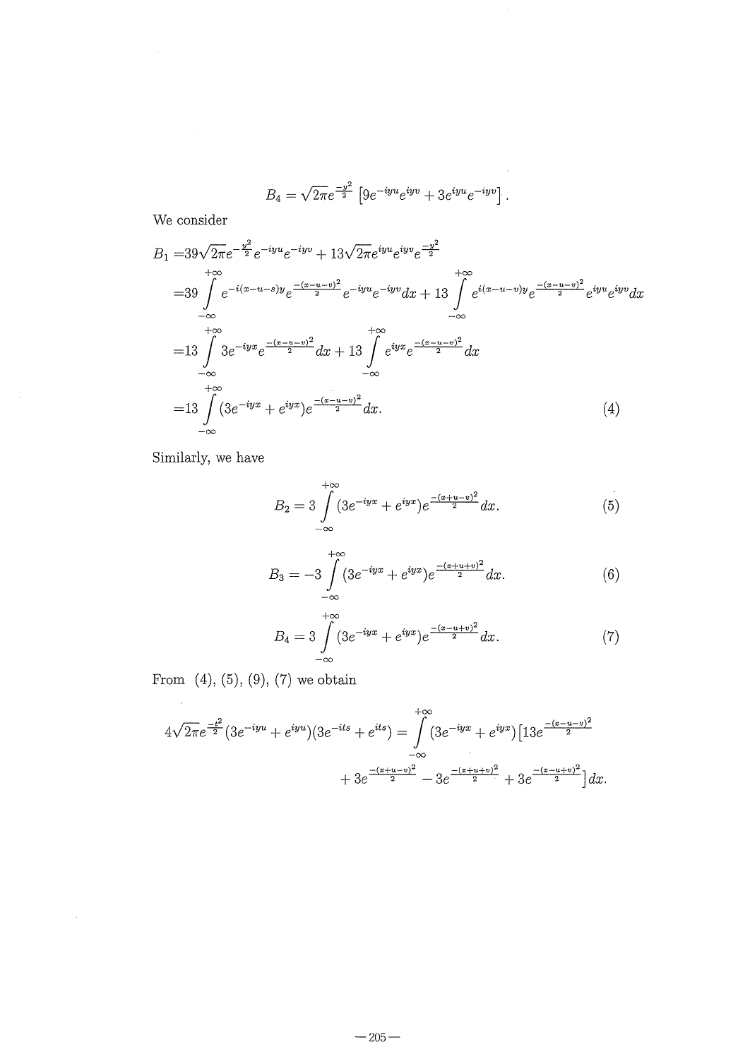$$B_4 = \sqrt{2\pi} e^{\frac{-y^2}{2}} \left[ 9e^{-iyu} e^{iyv} + 3e^{iyu} e^{-iyv} \right].$$

We consider

$$\begin{aligned}
B_1 =& 39\sqrt{2\pi} e^{-\frac{y^2}{2}} e^{-iyu} e^{-iyv} + 13\sqrt{2\pi} e^{iyu} e^{iyv} e^{\frac{-y^2}{2}} \\
=& 39 \int_{-\infty}^{+\infty} e^{-i(x-u-s)y} e^{\frac{-(x-u-v)^2}{2}} e^{-iyu} e^{-iyv} dx + 13 \int_{-\infty}^{+\infty} e^{i(x-u-v)y} e^{\frac{-(x-u-v)^2}{2}} e^{iyu} e^{iyv} dx \\
=& 13 \int_{-\infty}^{+\infty} 3e^{-iyx} e^{\frac{-(x-u-v)^2}{2}} dx + 13 \int_{-\infty}^{+\infty} e^{iyx} e^{\frac{-(x-u-v)^2}{2}} dx \\
=& 13 \int_{-\infty}^{+\infty} (3e^{-iyx} + e^{iyx}) e^{\frac{-(x-u-v)^2}{2}} dx. \qquad (4)
\end{aligned}$$

Similarly, we have

$$B_2 = 3 \int_{-\infty}^{+\infty} (3e^{-iyx} + e^{iyx}) e^{\frac{-(x+u-v)^2}{2}} dx. \qquad (5)$$

$$B_3 = -3 \int_{-\infty}^{+\infty} (3e^{-iyx} + e^{iyx}) e^{\frac{-(x+u+v)^2}{2}} dx. \qquad (6)$$

$$B_4 = 3 \int_{-\infty}^{+\infty} (3e^{-iyx} + e^{iyx}) e^{\frac{-(x-u+v)^2}{2}} dx. \qquad (7)$$

From (4), (5), (9), (7) we obtain

$$\begin{aligned}
4\sqrt{2\pi} e^{\frac{-t^2}{2}} (3e^{-iyu} + e^{iyu})(3e^{-its} + e^{its}) = \int_{-\infty}^{+\infty} (3e^{-iyx} + e^{iyx}) \Big[ 13e^{\frac{-(x-u-v)^2}{2}} \\
+ 3e^{\frac{-(x+u-v)^2}{2}} - 3e^{\frac{-(x+u+v)^2}{2}} + 3e^{\frac{-(x-u+v)^2}{2}} \Big] dx.
\end{aligned}$$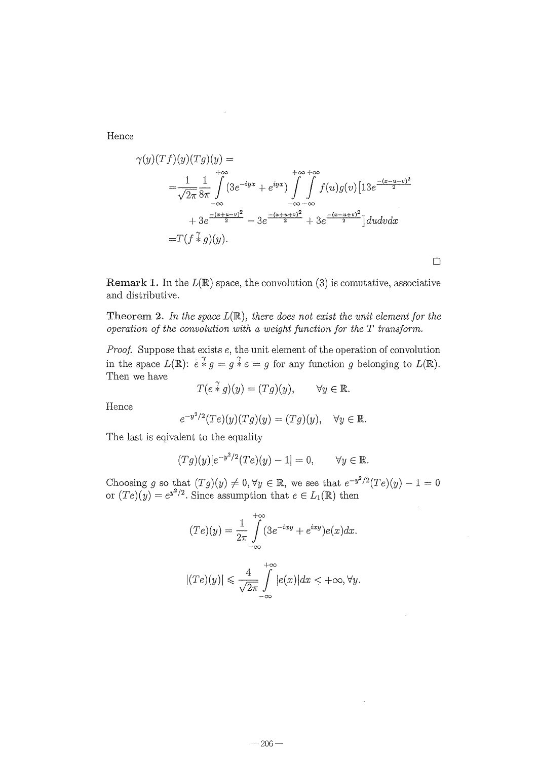Hence

$$
\begin{aligned}
&\gamma(y)(Tf)(y)(Tg)(y) = \\
&= \frac{1}{\sqrt{2\pi}} \frac{1}{8\pi} \int\limits_{-\infty}^{+\infty} (3e^{-iyx} + e^{iyx}) \int\limits_{-\infty}^{+\infty} \int\limits_{-\infty}^{+\infty} f(u) g(v) \big[ 13 e^{\frac{-(x-u-v)^2}{2}} \\
&\quad + 3e^{\frac{-(x+u-v)^2}{2}} - 3e^{\frac{-(x+u+v)^2}{2}} + 3e^{\frac{-(x-u+v)^2}{2}} \big] du dv dx \\
&= T(f \overset{\gamma}{*} g)(y).
\end{aligned}
$$

□

**Remark 1.** In the $L(\mathbb{R})$ space, the convolution (3) is comutative, associative and distributive.

**Theorem 2.** *In the space $L(\mathbb{R})$, there does not exist the unit element for the operation of the convolution with a weight function for the $T$ transform.*

*Proof.* Suppose that exists $e$, the unit element of the operation of convolution in the space $L(\mathbb{R})$: $e \overset{\gamma}{*} g = g \overset{\gamma}{*} e = g$ for any function $g$ belonging to $L(\mathbb{R})$. Then we have

$$
T(e \overset{\gamma}{*} g)(y) = (Tg)(y), \qquad \forall y \in \mathbb{R}.
$$

Hence

$$
e^{-y^2/2}(Te)(y)(Tg)(y) = (Tg)(y), \quad \forall y \in \mathbb{R}.
$$

The last is eqivalent to the equality

$$
(Tg)(y)[e^{-y^2/2}(Te)(y) - 1] = 0, \qquad \forall y \in \mathbb{R}.
$$

Choosing $g$ so that $(Tg)(y) \neq 0, \forall y \in \mathbb{R}$, we see that $e^{-y^2/2}(Te)(y) - 1 = 0$ or $(Te)(y) = e^{y^2/2}$. Since assumption that $e \in L_1(\mathbb{R})$ then

$$
(Te)(y) = \frac{1}{2\pi} \int\limits_{-\infty}^{+\infty} (3e^{-ixy} + e^{ixy}) e(x) dx.
$$

$$
|(Te)(y)| \leqslant \frac{4}{\sqrt{2\pi}} \int\limits_{-\infty}^{+\infty} |e(x)| dx < +\infty, \forall y.
$$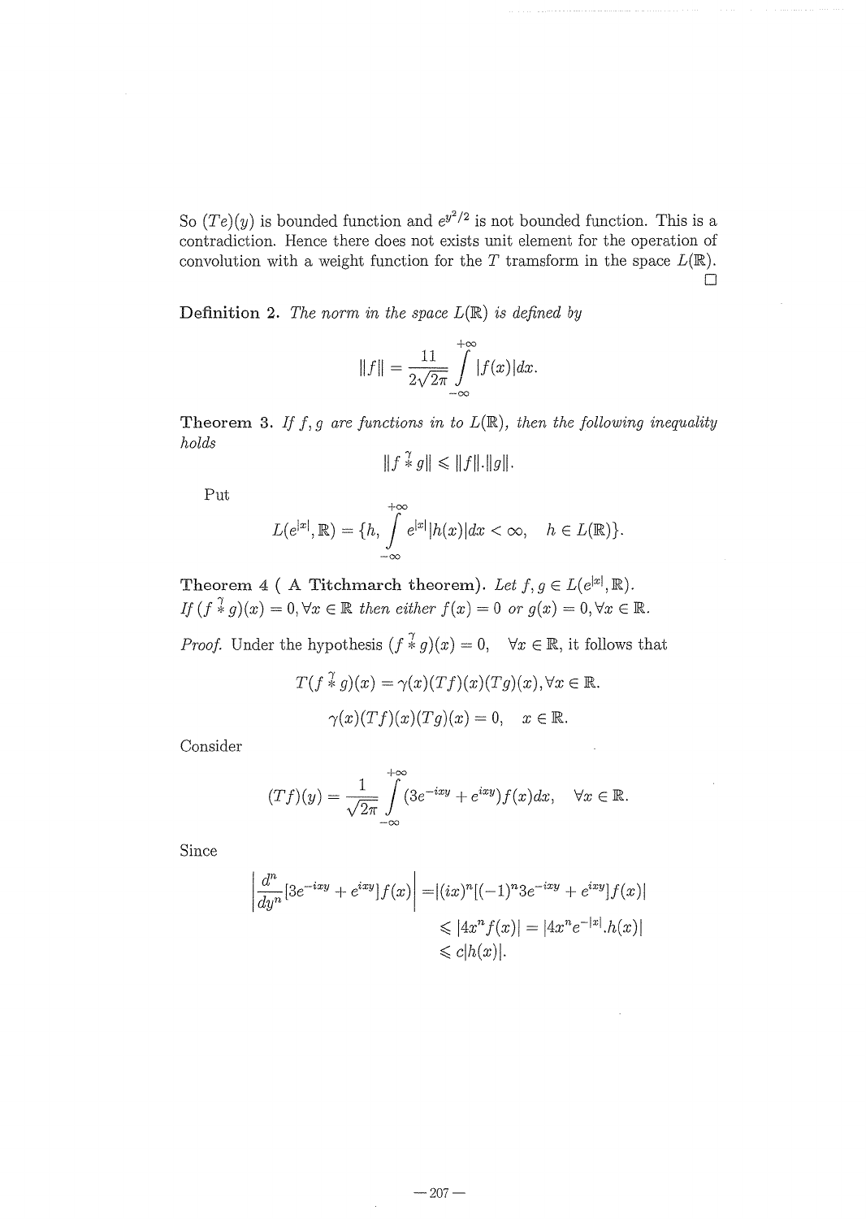So $(Te)(y)$ is bounded function and $e^{y^2/2}$ is not bounded function. This is a contradiction. Hence there does not exists unit element for the operation of convolution with a weight function for the $T$ tramsform in the space $L(\mathbb{R})$. □

**Definition 2.** *The norm in the space $L(\mathbb{R})$ is defined by*

$$\|f\| = \frac{11}{2\sqrt{2\pi}} \int_{-\infty}^{+\infty} |f(x)|dx.$$

**Theorem 3.** *If $f, g$ are functions in to $L(\mathbb{R})$, then the following inequality holds*

$$\|f \overset{\gamma}{*} g\| \leqslant \|f\|.\|g\|.$$

Put

$$L(e^{|x|}, \mathbb{R}) = \{h, \int_{-\infty}^{+\infty} e^{|x|}|h(x)|dx < \infty, \quad h \in L(\mathbb{R})\}.$$

**Theorem 4** ( **A Titchmarch theorem**). *Let $f, g \in L(e^{|x|}, \mathbb{R})$. If $(f \overset{\gamma}{*} g)(x) = 0, \forall x \in \mathbb{R}$ then either $f(x) = 0$ or $g(x) = 0, \forall x \in \mathbb{R}$.*

*Proof.* Under the hypothesis $(f \overset{\gamma}{*} g)(x) = 0, \quad \forall x \in \mathbb{R}$, it follows that

$$T(f \overset{\gamma}{*} g)(x) = \gamma(x)(Tf)(x)(Tg)(x), \forall x \in \mathbb{R}.$$

$$\gamma(x)(Tf)(x)(Tg)(x) = 0, \quad x \in \mathbb{R}.$$

Consider

$$(Tf)(y) = \frac{1}{\sqrt{2\pi}} \int_{-\infty}^{+\infty} (3e^{-ixy} + e^{ixy})f(x)dx, \quad \forall x \in \mathbb{R}.$$

Since

$$\begin{aligned}
\left| \frac{d^n}{dy^n}[3e^{-ixy} + e^{ixy}]f(x) \right| &= |(ix)^n[(-1)^n 3e^{-ixy} + e^{ixy}]f(x)| \\
&\leqslant |4x^n f(x)| = |4x^n e^{-|x|}.h(x)| \\
&\leqslant c|h(x)|.
\end{aligned}$$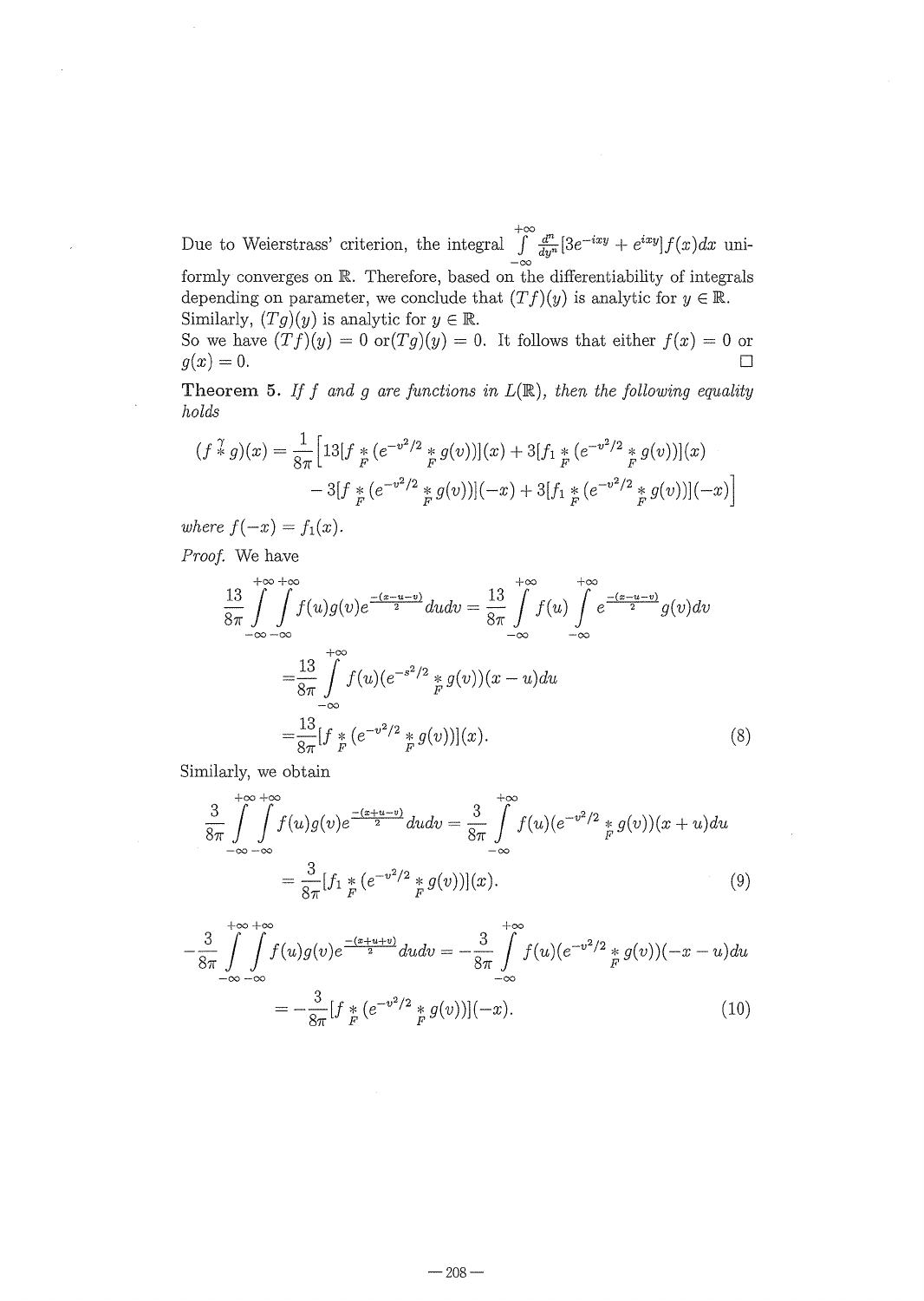Due to Weierstrass' criterion, the integral $\int\limits_{-\infty}^{+\infty} \frac{d^n}{dy^n}[3e^{-ixy} + e^{ixy}]f(x)dx$ uniformly converges on $\mathbb{R}$. Therefore, based on the differentiability of integrals depending on parameter, we conclude that $(Tf)(y)$ is analytic for $y \in \mathbb{R}$. Similarly, $(Tg)(y)$ is analytic for $y \in \mathbb{R}$.

So we have $(Tf)(y) = 0$ or$(Tg)(y) = 0$. It follows that either $f(x) = 0$ or $g(x) = 0$. □

**Theorem 5.** *If $f$ and $g$ are functions in $L(\mathbb{R})$, then the following equality holds*

$$(f \overset{\gamma}{*} g)(x) = \frac{1}{8\pi}\Big[13[f \underset{F}{*} (e^{-v^2/2} \underset{F}{*} g(v))](x) + 3[f_1 \underset{F}{*} (e^{-v^2/2} \underset{F}{*} g(v))](x) - 3[f \underset{F}{*} (e^{-v^2/2} \underset{F}{*} g(v))](-x) + 3[f_1 \underset{F}{*} (e^{-v^2/2} \underset{F}{*} g(v))](-x)\Big]$$

*where $f(-x) = f_1(x)$.*

*Proof.* We have

$$\begin{aligned}
\frac{13}{8\pi}\int\limits_{-\infty}^{+\infty}\int\limits_{-\infty}^{+\infty} f(u)g(v)e^{\frac{-(x-u-v)}{2}}dudv &= \frac{13}{8\pi}\int\limits_{-\infty}^{+\infty} f(u)\int\limits_{-\infty}^{+\infty} e^{\frac{-(x-u-v)}{2}}g(v)dv \\
&= \frac{13}{8\pi}\int\limits_{-\infty}^{+\infty} f(u)(e^{-s^2/2} \underset{F}{*} g(v))(x-u)du \\
&= \frac{13}{8\pi}[f \underset{F}{*} (e^{-v^2/2} \underset{F}{*} g(v))](x). \qquad (8)
\end{aligned}$$

Similarly, we obtain

$$\begin{aligned}
\frac{3}{8\pi}\int\limits_{-\infty}^{+\infty}\int\limits_{-\infty}^{+\infty} f(u)g(v)e^{\frac{-(x+u-v)}{2}}dudv &= \frac{3}{8\pi}\int\limits_{-\infty}^{+\infty} f(u)(e^{-v^2/2} \underset{F}{*} g(v))(x+u)du \\
&= \frac{3}{8\pi}[f_1 \underset{F}{*} (e^{-v^2/2} \underset{F}{*} g(v))](x). \qquad (9)
\end{aligned}$$

$$\begin{aligned}
-\frac{3}{8\pi}\int\limits_{-\infty}^{+\infty}\int\limits_{-\infty}^{+\infty} f(u)g(v)e^{\frac{-(x+u+v)}{2}}dudv &= -\frac{3}{8\pi}\int\limits_{-\infty}^{+\infty} f(u)(e^{-v^2/2} \underset{F}{*} g(v))(-x-u)du \\
&= -\frac{3}{8\pi}[f \underset{F}{*} (e^{-v^2/2} \underset{F}{*} g(v))](-x). \qquad (10)
\end{aligned}$$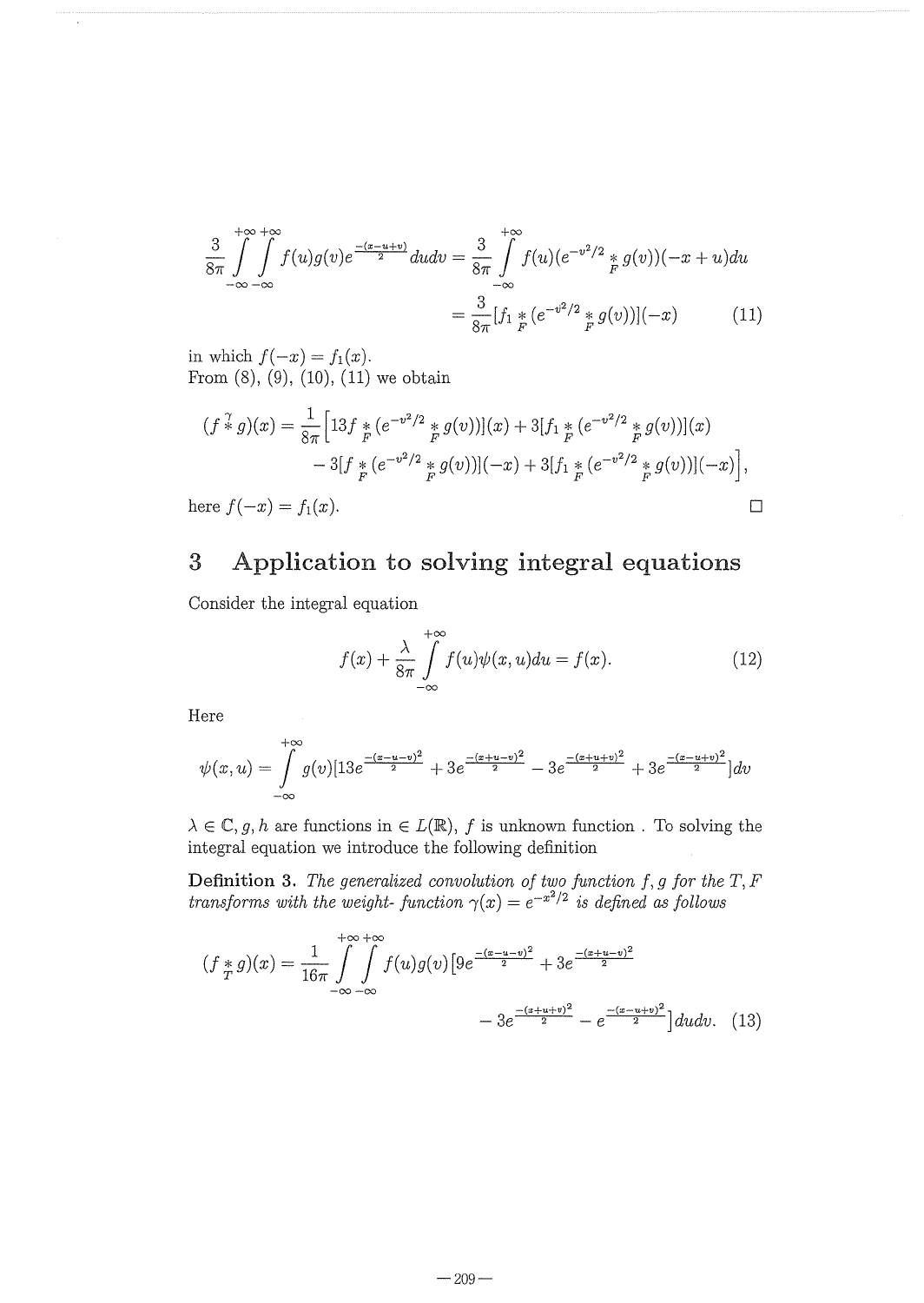$$\frac{3}{8\pi}\int_{-\infty}^{+\infty}\int_{-\infty}^{+\infty} f(u)g(v)e^{\frac{-(x-u+v)}{2}}dudv = \frac{3}{8\pi}\int_{-\infty}^{+\infty} f(u)(e^{-v^2/2} \underset{F}{*} g(v))(-x+u)du$$

$$= \frac{3}{8\pi}[f_1 \underset{F}{*} (e^{-v^2/2} \underset{F}{*} g(v))](-x) \qquad (11)$$

in which $f(-x) = f_1(x)$.
From (8), (9), (10), (11) we obtain

$$(f \overset{\gamma}{*} g)(x) = \frac{1}{8\pi}\Big[13f \underset{F}{*} (e^{-v^2/2} \underset{F}{*} g(v))](x) + 3[f_1 \underset{F}{*} (e^{-v^2/2} \underset{F}{*} g(v))](x)$$

$$- 3[f \underset{F}{*} (e^{-v^2/2} \underset{F}{*} g(v))](-x) + 3[f_1 \underset{F}{*} (e^{-v^2/2} \underset{F}{*} g(v))](-x)\Big],$$

here $f(-x) = f_1(x)$. □

## 3 Application to solving integral equations

Consider the integral equation

$$f(x) + \frac{\lambda}{8\pi}\int_{-\infty}^{+\infty} f(u)\psi(x,u)du = f(x). \qquad (12)$$

Here

$$\psi(x,u) = \int_{-\infty}^{+\infty} g(v)[13e^{\frac{-(x-u-v)^2}{2}} + 3e^{\frac{-(x+u-v)^2}{2}} - 3e^{\frac{-(x+u+v)^2}{2}} + 3e^{\frac{-(x-u+v)^2}{2}}]dv$$

$\lambda \in \mathbb{C}$, $g, h$ are functions in $\in L(\mathbb{R})$, $f$ is unknown function . To solving the integral equation we introduce the following definition

**Definition 3.** *The generalized convolution of two function $f, g$ for the $T, F$ transforms with the weight- function $\gamma(x) = e^{-x^2/2}$ is defined as follows*

$$(f \underset{T}{*} g)(x) = \frac{1}{16\pi}\int_{-\infty}^{+\infty}\int_{-\infty}^{+\infty} f(u)g(v)\big[9e^{\frac{-(x-u-v)^2}{2}} + 3e^{\frac{-(x+u-v)^2}{2}}$$

$$- 3e^{\frac{-(x+u+v)^2}{2}} - e^{\frac{-(x-u+v)^2}{2}}\big]dudv. \quad (13)$$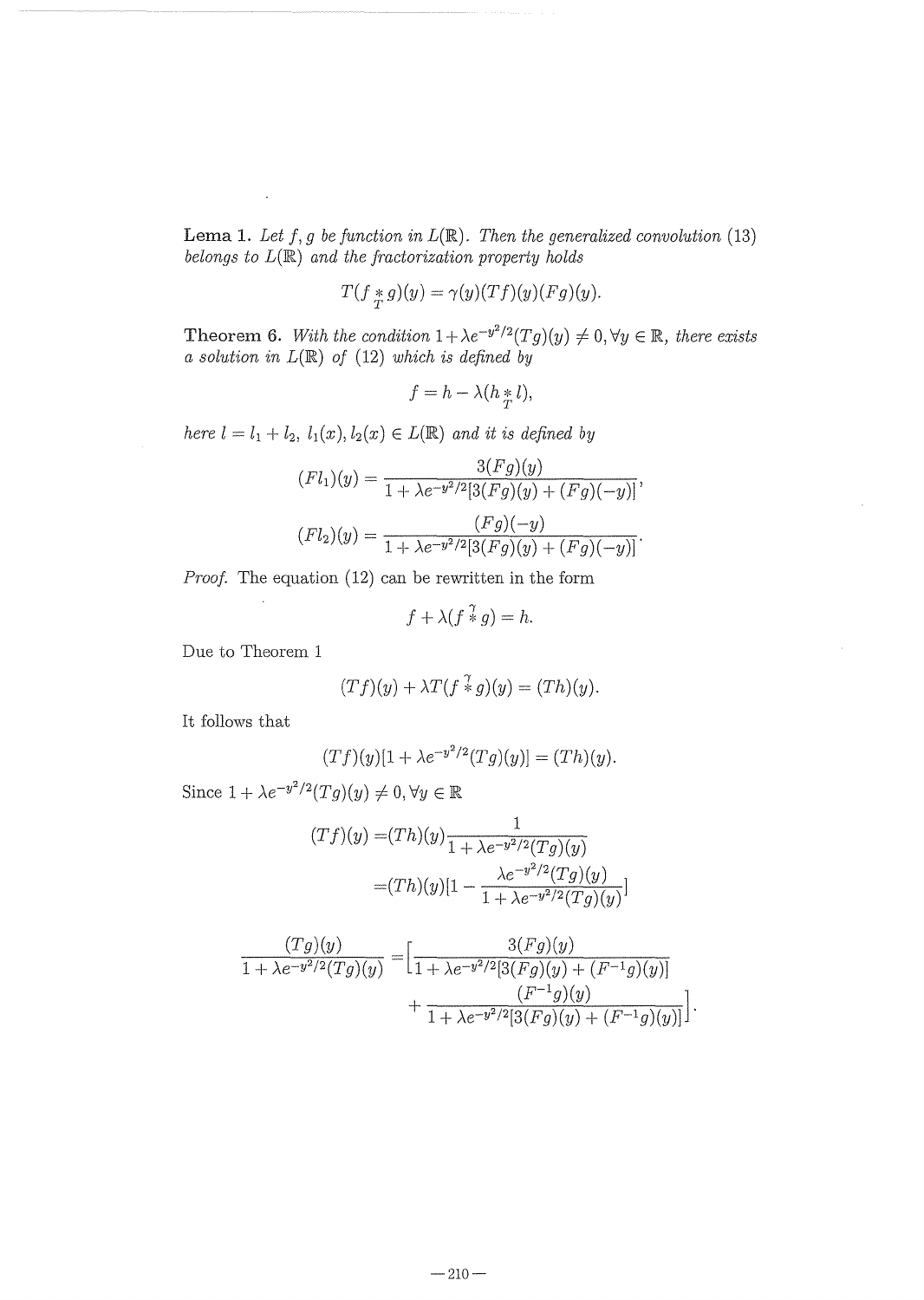**Lema 1.** *Let $f, g$ be function in $L(\mathbb{R})$. Then the generalized convolution (13) belongs to $L(\mathbb{R})$ and the fractorization property holds*

$$T(f \underset{T}{*} g)(y) = \gamma(y)(Tf)(y)(Fg)(y).$$

**Theorem 6.** *With the condition $1+\lambda e^{-y^2/2}(Tg)(y) \neq 0, \forall y \in \mathbb{R}$, there exists a solution in $L(\mathbb{R})$ of (12) which is defined by*

$$f = h - \lambda(h \underset{T}{*} l),$$

*here $l = l_1 + l_2$, $l_1(x), l_2(x) \in L(\mathbb{R})$ and it is defined by*

$$(Fl_1)(y) = \frac{3(Fg)(y)}{1 + \lambda e^{-y^2/2}[3(Fg)(y) + (Fg)(-y)]},$$

$$(Fl_2)(y) = \frac{(Fg)(-y)}{1 + \lambda e^{-y^2/2}[3(Fg)(y) + (Fg)(-y)]}.$$

*Proof.* The equation (12) can be rewritten in the form

$$f + \lambda(f \overset{\gamma}{*} g) = h.$$

Due to Theorem 1

$$(Tf)(y) + \lambda T(f \overset{\gamma}{*} g)(y) = (Th)(y).$$

It follows that

$$(Tf)(y)[1 + \lambda e^{-y^2/2}(Tg)(y)] = (Th)(y).$$

Since $1 + \lambda e^{-y^2/2}(Tg)(y) \neq 0, \forall y \in \mathbb{R}$

$$\begin{aligned}
(Tf)(y) =& (Th)(y)\frac{1}{1 + \lambda e^{-y^2/2}(Tg)(y)} \\
=& (Th)(y)[1 - \frac{\lambda e^{-y^2/2}(Tg)(y)}{1 + \lambda e^{-y^2/2}(Tg)(y)}]
\end{aligned}$$

$$\begin{aligned}
\frac{(Tg)(y)}{1 + \lambda e^{-y^2/2}(Tg)(y)} =& \Big[\frac{3(Fg)(y)}{1 + \lambda e^{-y^2/2}[3(Fg)(y) + (F^{-1}g)(y)]} \\
&+ \frac{(F^{-1}g)(y)}{1 + \lambda e^{-y^2/2}[3(Fg)(y) + (F^{-1}g)(y)]}\Big].
\end{aligned}$$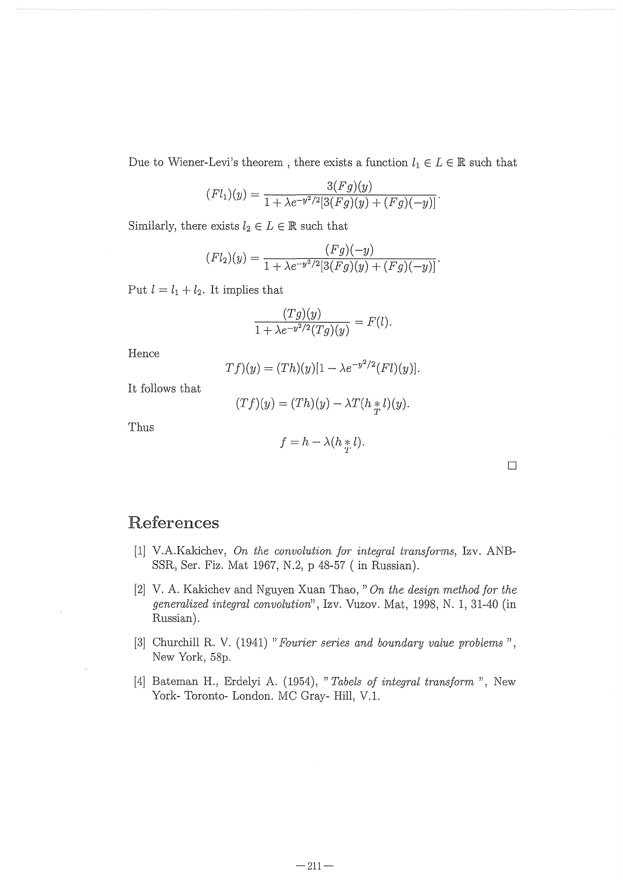Due to Wiener-Levi's theorem , there exists a function $l_1 \in L \in \mathbb{R}$ such that

$$(Fl_1)(y) = \frac{3(Fg)(y)}{1 + \lambda e^{-y^2/2}[3(Fg)(y) + (Fg)(-y)]}.$$

Similarly, there exists $l_2 \in L \in \mathbb{R}$ such that

$$(Fl_2)(y) = \frac{(Fg)(-y)}{1 + \lambda e^{-y^2/2}[3(Fg)(y) + (Fg)(-y)]}.$$

Put $l = l_1 + l_2$. It implies that

$$\frac{(Tg)(y)}{1 + \lambda e^{-y^2/2}(Tg)(y)} = F(l).$$

Hence

$$Tf)(y) = (Th)(y)[1 - \lambda e^{-y^2/2}(Fl)(y)].$$

It follows that

$$(Tf)(y) = (Th)(y) - \lambda T(h \underset{T}{*} l)(y).$$

Thus

$$f = h - \lambda(h \underset{T}{*} l).$$

□

# References

[1] V.A.Kakichev, *On the convolution for integral transforms*, Izv. ANBSSR, Ser. Fiz. Mat 1967, N.2, p 48-57 ( in Russian).

[2] V. A. Kakichev and Nguyen Xuan Thao, "*On the design method for the generalized integral convolution*", Izv. Vuzov. Mat, 1998, N. 1, 31-40 (in Russian).

[3] Churchill R. V. (1941) "*Fourier series and boundary value problems* ", New York, 58p.

[4] Bateman H., Erdelyi A. (1954), "*Tabels of integral transform* ", New York- Toronto- London. MC Gray- Hill, V.1.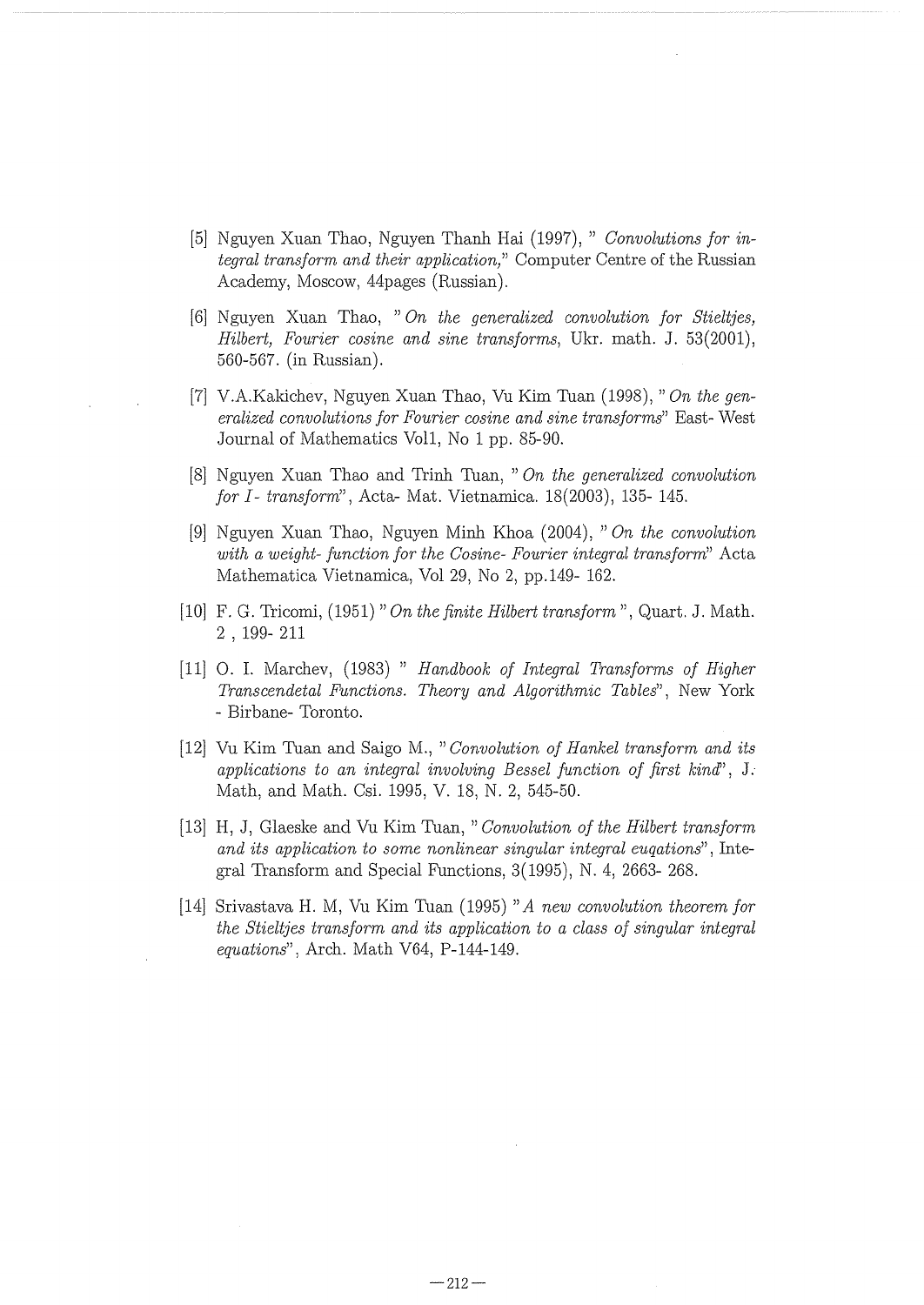[5] Nguyen Xuan Thao, Nguyen Thanh Hai (1997), " *Convolutions for integral transform and their application,*" Computer Centre of the Russian Academy, Moscow, 44pages (Russian).

[6] Nguyen Xuan Thao, " *On the generalized convolution for Stieltjes, Hilbert, Fourier cosine and sine transforms*, Ukr. math. J. 53(2001), 560-567. (in Russian).

[7] V.A.Kakichev, Nguyen Xuan Thao, Vu Kim Tuan (1998), " *On the generalized convolutions for Fourier cosine and sine transforms*" East- West Journal of Mathematics Vol1, No 1 pp. 85-90.

[8] Nguyen Xuan Thao and Trinh Tuan, " *On the generalized convolution for I- transform*", Acta- Mat. Vietnamica. 18(2003), 135- 145.

[9] Nguyen Xuan Thao, Nguyen Minh Khoa (2004), " *On the convolution with a weight- function for the Cosine- Fourier integral transform*" Acta Mathematica Vietnamica, Vol 29, No 2, pp.149- 162.

[10] F. G. Tricomi, (1951) " *On the finite Hilbert transform* ", Quart. J. Math. 2 , 199- 211

[11] O. I. Marchev, (1983) " *Handbook of Integral Transforms of Higher Transcendetal Functions. Theory and Algorithmic Tables*", New York - Birbane- Toronto.

[12] Vu Kim Tuan and Saigo M., " *Convolution of Hankel transform and its applications to an integral involving Bessel function of first kind*", J. Math, and Math. Csi. 1995, V. 18, N. 2, 545-50.

[13] H, J, Glaeske and Vu Kim Tuan, " *Convolution of the Hilbert transform and its application to some nonlinear singular integral euqations*", Integral Transform and Special Functions, 3(1995), N. 4, 2663- 268.

[14] Srivastava H. M, Vu Kim Tuan (1995) " *A new convolution theorem for the Stieltjes transform and its application to a class of singular integral equations*", Arch. Math V64, P-144-149.